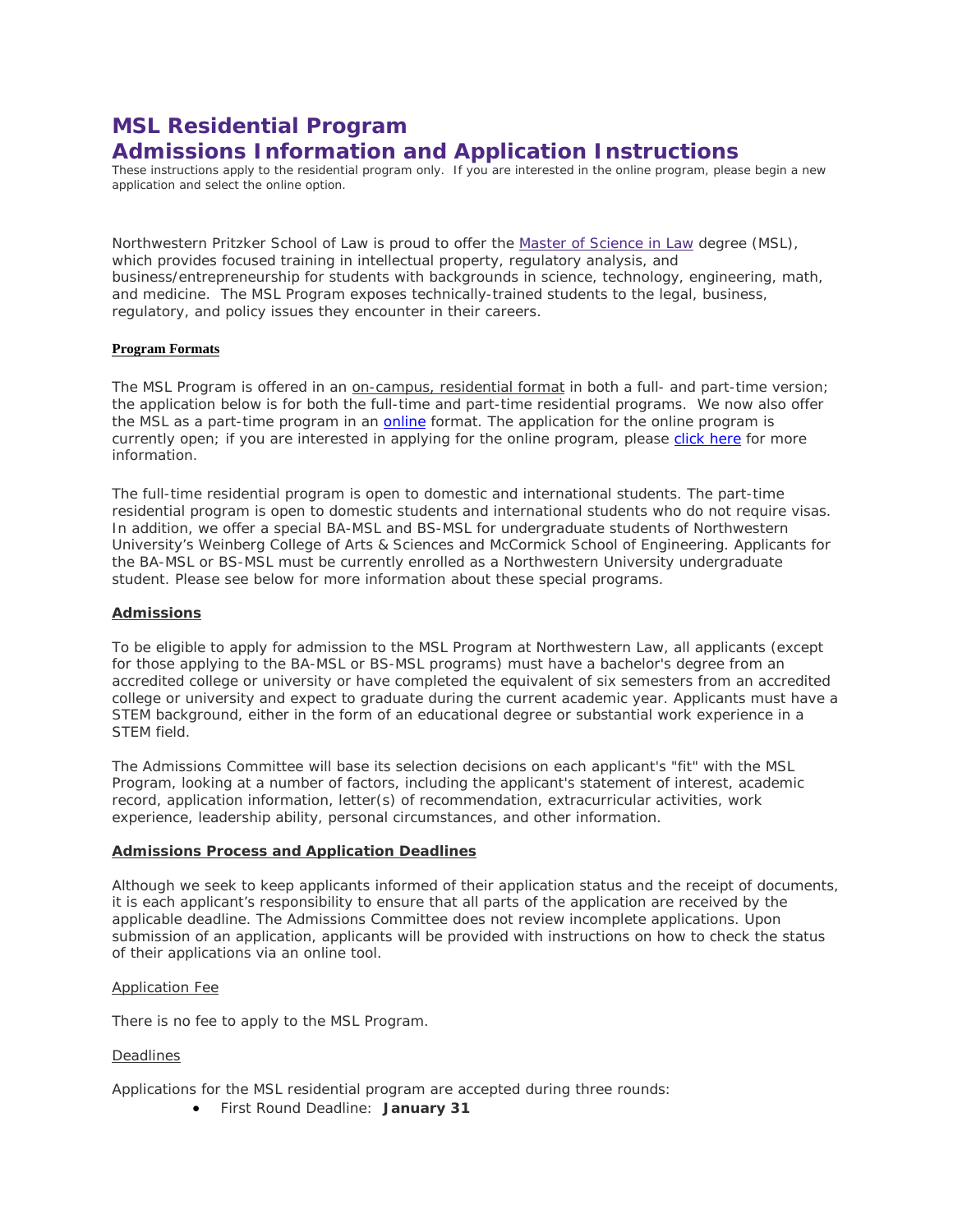# MSL Residential Program
# Admissions Information and Application Instructions

These instructions apply to the residential program only. If you are interested in the online program, please begin a new application and select the online option.

Northwestern Pritzker School of Law is proud to offer the Master of Science in Law degree (MSL), which provides focused training in intellectual property, regulatory analysis, and business/entrepreneurship for students with backgrounds in science, technology, engineering, math, and medicine. The MSL Program exposes technically-trained students to the legal, business, regulatory, and policy issues they encounter in their careers.

**Program Formats**

The MSL Program is offered in an on-campus, residential format in both a full- and part-time version; the application below is for both the full-time and part-time residential programs. We now also offer the MSL as a part-time program in an online format. The application for the online program is currently open; if you are interested in applying for the online program, please click here for more information.

The full-time residential program is open to domestic and international students. The part-time residential program is open to domestic students and international students who do not require visas. In addition, we offer a special BA-MSL and BS-MSL for undergraduate students of Northwestern University's Weinberg College of Arts & Sciences and McCormick School of Engineering. Applicants for the BA-MSL or BS-MSL must be currently enrolled as a Northwestern University undergraduate student. Please see below for more information about these special programs.

**Admissions**

To be eligible to apply for admission to the MSL Program at Northwestern Law, all applicants (except for those applying to the BA-MSL or BS-MSL programs) must have a bachelor's degree from an accredited college or university or have completed the equivalent of six semesters from an accredited college or university and expect to graduate during the current academic year. Applicants must have a STEM background, either in the form of an educational degree or substantial work experience in a STEM field.

The Admissions Committee will base its selection decisions on each applicant's "fit" with the MSL Program, looking at a number of factors, including the applicant's statement of interest, academic record, application information, letter(s) of recommendation, extracurricular activities, work experience, leadership ability, personal circumstances, and other information.

**Admissions Process and Application Deadlines**

Although we seek to keep applicants informed of their application status and the receipt of documents, it is each applicant's responsibility to ensure that all parts of the application are received by the applicable deadline. The Admissions Committee does not review incomplete applications. Upon submission of an application, applicants will be provided with instructions on how to check the status of their applications via an online tool.

Application Fee

There is no fee to apply to the MSL Program.

Deadlines

Applications for the MSL residential program are accepted during three rounds:

- First Round Deadline: **January 31**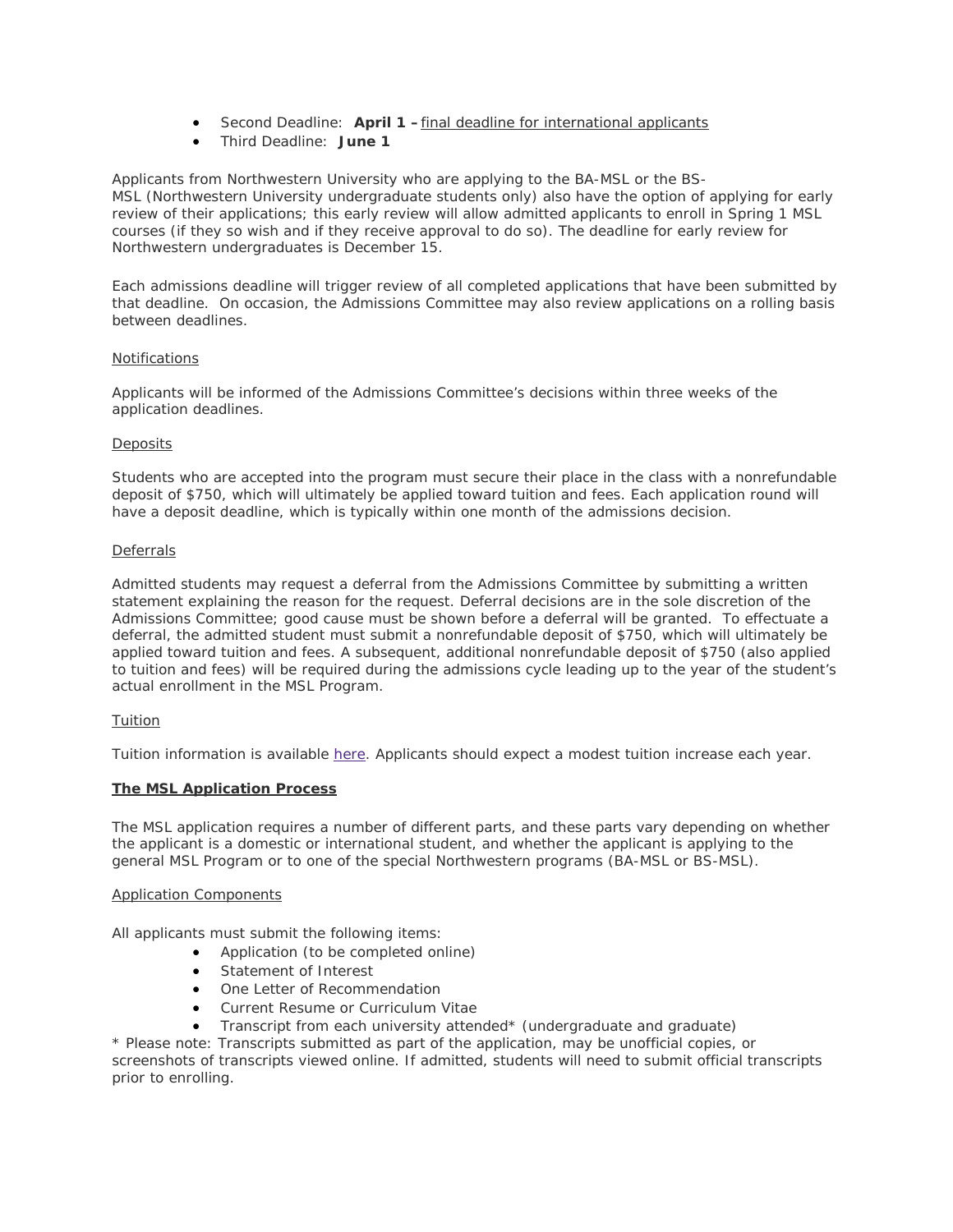- Second Deadline: **April 1 –** final deadline for international applicants
- Third Deadline: **June 1**

Applicants from Northwestern University who are applying to the BA-MSL or the BS-MSL (Northwestern University undergraduate students only) also have the option of applying for early review of their applications; this early review will allow admitted applicants to enroll in Spring 1 MSL courses (if they so wish and if they receive approval to do so). The deadline for early review for Northwestern undergraduates is December 15.

Each admissions deadline will trigger review of all completed applications that have been submitted by that deadline. On occasion, the Admissions Committee may also review applications on a rolling basis between deadlines.

Notifications

Applicants will be informed of the Admissions Committee's decisions within three weeks of the application deadlines.

Deposits

Students who are accepted into the program must secure their place in the class with a nonrefundable deposit of $750, which will ultimately be applied toward tuition and fees. Each application round will have a deposit deadline, which is typically within one month of the admissions decision.

Deferrals

Admitted students may request a deferral from the Admissions Committee by submitting a written statement explaining the reason for the request. Deferral decisions are in the sole discretion of the Admissions Committee; good cause must be shown before a deferral will be granted. To effectuate a deferral, the admitted student must submit a nonrefundable deposit of $750, which will ultimately be applied toward tuition and fees. A subsequent, additional nonrefundable deposit of $750 (also applied to tuition and fees) will be required during the admissions cycle leading up to the year of the student's actual enrollment in the MSL Program.

Tuition

Tuition information is available here. Applicants should expect a modest tuition increase each year.

## The MSL Application Process

The MSL application requires a number of different parts, and these parts vary depending on whether the applicant is a domestic or international student, and whether the applicant is applying to the general MSL Program or to one of the special Northwestern programs (BA-MSL or BS-MSL).

Application Components

All applicants must submit the following items:

- Application (to be completed online)
- Statement of Interest
- One Letter of Recommendation
- Current Resume or Curriculum Vitae
- Transcript from each university attended* (undergraduate and graduate)

* Please note: Transcripts submitted as part of the application, may be unofficial copies, or screenshots of transcripts viewed online. If admitted, students will need to submit official transcripts prior to enrolling.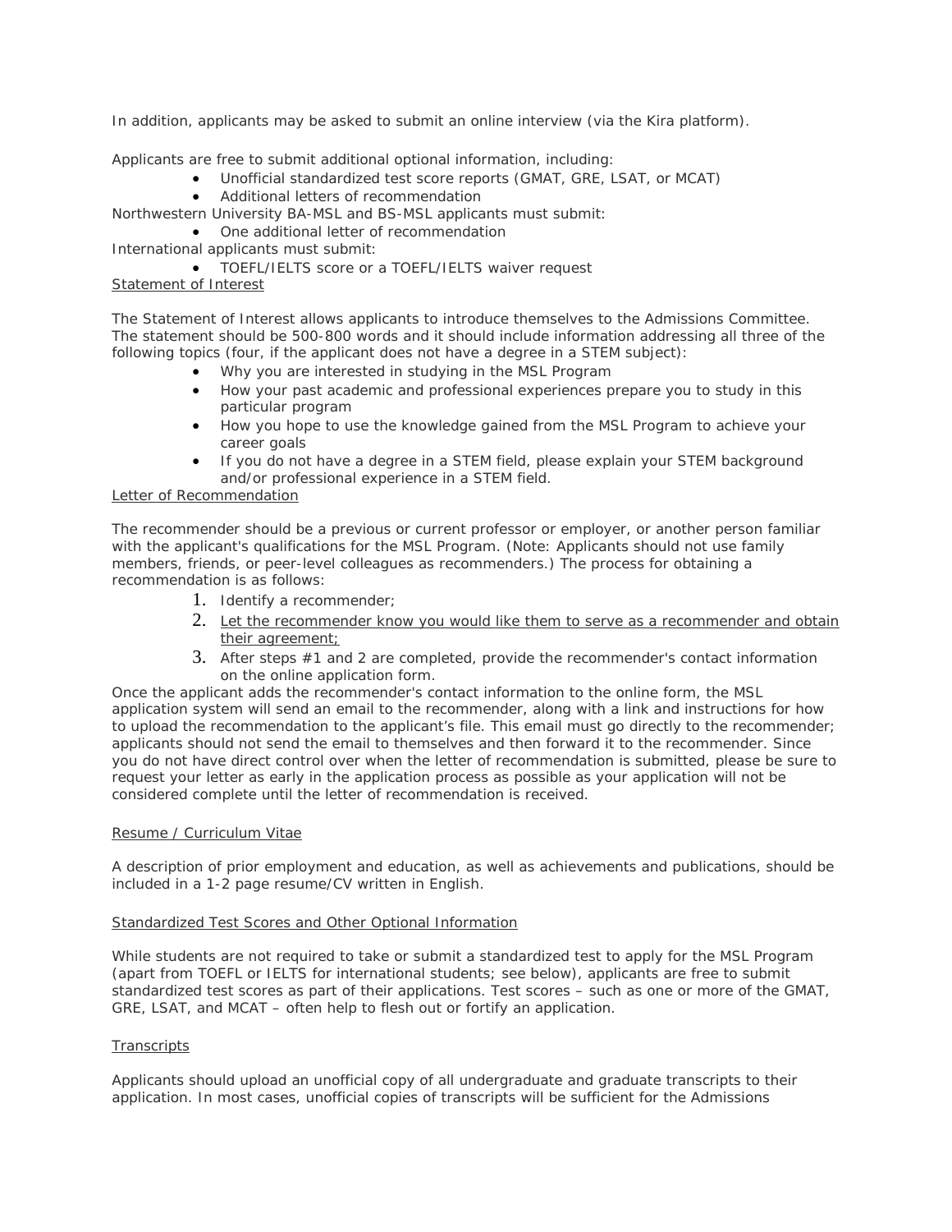In addition, applicants may be asked to submit an online interview (via the Kira platform).

Applicants are free to submit additional optional information, including:

- Unofficial standardized test score reports (GMAT, GRE, LSAT, or MCAT)
- Additional letters of recommendation

Northwestern University BA-MSL and BS-MSL applicants must submit:

- One additional letter of recommendation

International applicants must submit:

- TOEFL/IELTS score or a TOEFL/IELTS waiver request

Statement of Interest

The Statement of Interest allows applicants to introduce themselves to the Admissions Committee. The statement should be 500-800 words and it should include information addressing all three of the following topics (four, if the applicant does not have a degree in a STEM subject):

- Why you are interested in studying in the MSL Program
- How your past academic and professional experiences prepare you to study in this particular program
- How you hope to use the knowledge gained from the MSL Program to achieve your career goals
- If you do not have a degree in a STEM field, please explain your STEM background and/or professional experience in a STEM field.

Letter of Recommendation

The recommender should be a previous or current professor or employer, or another person familiar with the applicant's qualifications for the MSL Program. (Note: Applicants should not use family members, friends, or peer-level colleagues as recommenders.) The process for obtaining a recommendation is as follows:

1. Identify a recommender;
2. Let the recommender know you would like them to serve as a recommender and obtain their agreement;
3. After steps #1 and 2 are completed, provide the recommender's contact information on the online application form.

Once the applicant adds the recommender's contact information to the online form, the MSL application system will send an email to the recommender, along with a link and instructions for how to upload the recommendation to the applicant's file. This email must go directly to the recommender; applicants should not send the email to themselves and then forward it to the recommender. Since you do not have direct control over when the letter of recommendation is submitted, please be sure to request your letter as early in the application process as possible as your application will not be considered complete until the letter of recommendation is received.

Resume / Curriculum Vitae

A description of prior employment and education, as well as achievements and publications, should be included in a 1-2 page resume/CV written in English.

Standardized Test Scores and Other Optional Information

While students are not required to take or submit a standardized test to apply for the MSL Program (apart from TOEFL or IELTS for international students; see below), applicants are free to submit standardized test scores as part of their applications. Test scores – such as one or more of the GMAT, GRE, LSAT, and MCAT – often help to flesh out or fortify an application.

Transcripts

Applicants should upload an unofficial copy of all undergraduate and graduate transcripts to their application. In most cases, unofficial copies of transcripts will be sufficient for the Admissions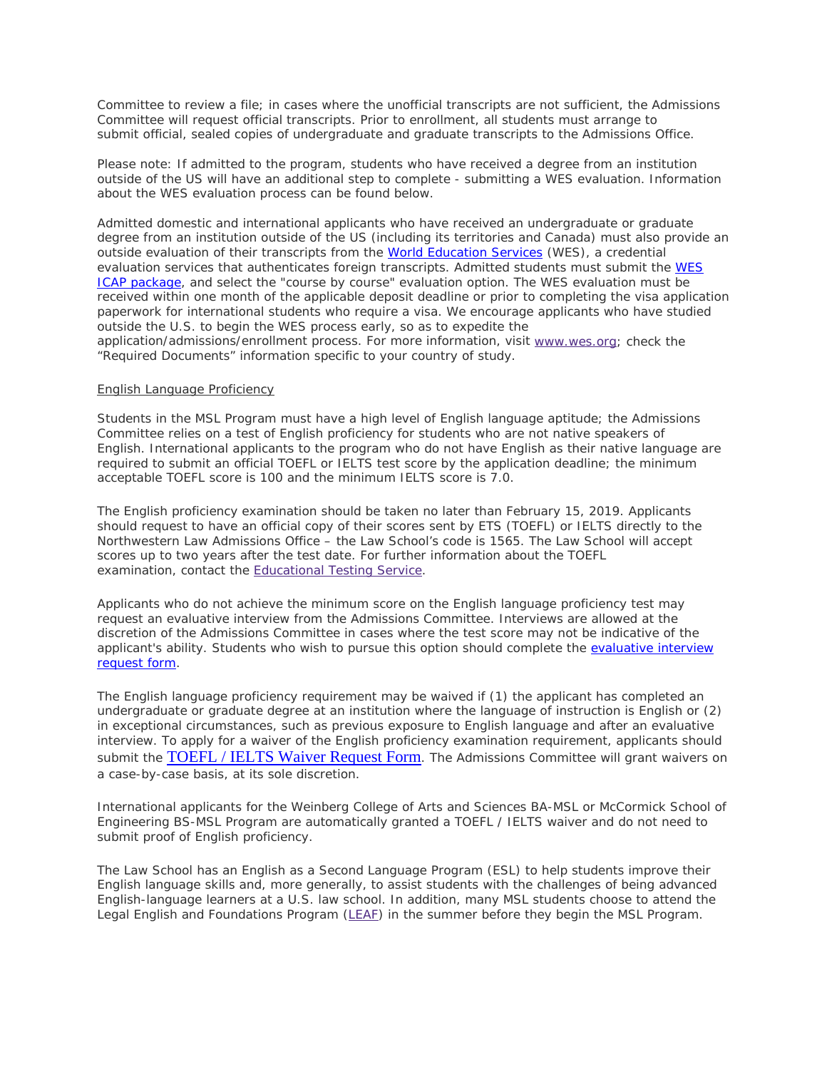Committee to review a file; in cases where the unofficial transcripts are not sufficient, the Admissions Committee will request official transcripts. Prior to enrollment, all students must arrange to submit official, sealed copies of undergraduate and graduate transcripts to the Admissions Office.

Please note: If admitted to the program, students who have received a degree from an institution outside of the US will have an additional step to complete - submitting a WES evaluation. Information about the WES evaluation process can be found below.

Admitted domestic and international applicants who have received an undergraduate or graduate degree from an institution outside of the US (including its territories and Canada) must also provide an outside evaluation of their transcripts from the World Education Services (WES), a credential evaluation services that authenticates foreign transcripts. Admitted students must submit the WES ICAP package, and select the "course by course" evaluation option. The WES evaluation must be received within one month of the applicable deposit deadline or prior to completing the visa application paperwork for international students who require a visa. We encourage applicants who have studied outside the U.S. to begin the WES process early, so as to expedite the application/admissions/enrollment process. For more information, visit www.wes.org; check the "Required Documents" information specific to your country of study.

English Language Proficiency

Students in the MSL Program must have a high level of English language aptitude; the Admissions Committee relies on a test of English proficiency for students who are not native speakers of English. International applicants to the program who do not have English as their native language are required to submit an official TOEFL or IELTS test score by the application deadline; the minimum acceptable TOEFL score is 100 and the minimum IELTS score is 7.0.

The English proficiency examination should be taken no later than February 15, 2019. Applicants should request to have an official copy of their scores sent by ETS (TOEFL) or IELTS directly to the Northwestern Law Admissions Office – the Law School's code is 1565. The Law School will accept scores up to two years after the test date. For further information about the TOEFL examination, contact the Educational Testing Service.

Applicants who do not achieve the minimum score on the English language proficiency test may request an evaluative interview from the Admissions Committee. Interviews are allowed at the discretion of the Admissions Committee in cases where the test score may not be indicative of the applicant's ability. Students who wish to pursue this option should complete the evaluative interview request form.

The English language proficiency requirement may be waived if (1) the applicant has completed an undergraduate or graduate degree at an institution where the language of instruction is English or (2) in exceptional circumstances, such as previous exposure to English language and after an evaluative interview. To apply for a waiver of the English proficiency examination requirement, applicants should submit the TOEFL / IELTS Waiver Request Form. The Admissions Committee will grant waivers on a case-by-case basis, at its sole discretion.

International applicants for the Weinberg College of Arts and Sciences BA-MSL or McCormick School of Engineering BS-MSL Program are automatically granted a TOEFL / IELTS waiver and do not need to submit proof of English proficiency.

The Law School has an English as a Second Language Program (ESL) to help students improve their English language skills and, more generally, to assist students with the challenges of being advanced English-language learners at a U.S. law school. In addition, many MSL students choose to attend the Legal English and Foundations Program (LEAF) in the summer before they begin the MSL Program.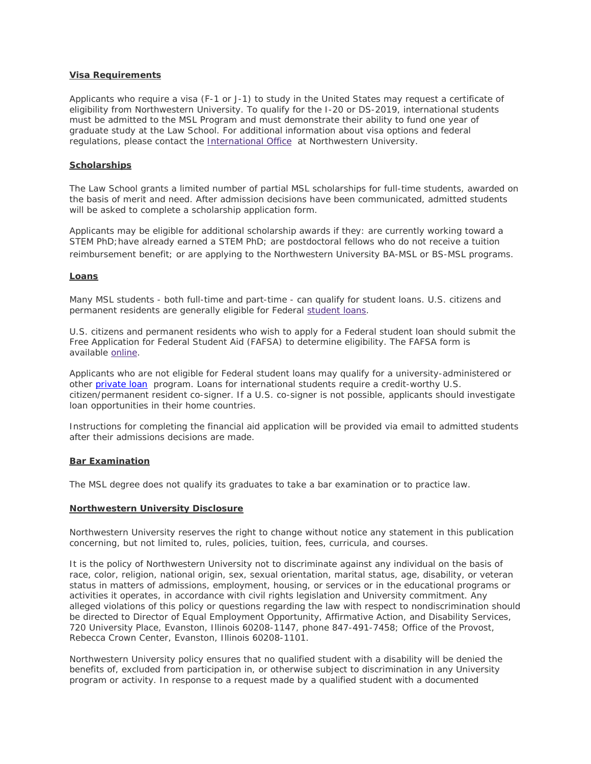**Visa Requirements**

Applicants who require a visa (F-1 or J-1) to study in the United States may request a certificate of eligibility from Northwestern University. To qualify for the I-20 or DS-2019, international students must be admitted to the MSL Program and must demonstrate their ability to fund one year of graduate study at the Law School. For additional information about visa options and federal regulations, please contact the International Office at Northwestern University.

**Scholarships**

The Law School grants a limited number of partial MSL scholarships for full-time students, awarded on the basis of merit and need. After admission decisions have been communicated, admitted students will be asked to complete a scholarship application form.

Applicants may be eligible for additional scholarship awards if they: are currently working toward a STEM PhD; have already earned a STEM PhD; are postdoctoral fellows who do not receive a tuition reimbursement benefit; or are applying to the Northwestern University BA-MSL or BS-MSL programs.

**Loans**

Many MSL students - both full-time and part-time - can qualify for student loans. U.S. citizens and permanent residents are generally eligible for Federal student loans.

U.S. citizens and permanent residents who wish to apply for a Federal student loan should submit the Free Application for Federal Student Aid (FAFSA) to determine eligibility. The FAFSA form is available online.

Applicants who are not eligible for Federal student loans may qualify for a university-administered or other private loan program. Loans for international students require a credit-worthy U.S. citizen/permanent resident co-signer. If a U.S. co-signer is not possible, applicants should investigate loan opportunities in their home countries.

Instructions for completing the financial aid application will be provided via email to admitted students after their admissions decisions are made.

**Bar Examination**

The MSL degree does not qualify its graduates to take a bar examination or to practice law.

**Northwestern University Disclosure**

Northwestern University reserves the right to change without notice any statement in this publication concerning, but not limited to, rules, policies, tuition, fees, curricula, and courses.

It is the policy of Northwestern University not to discriminate against any individual on the basis of race, color, religion, national origin, sex, sexual orientation, marital status, age, disability, or veteran status in matters of admissions, employment, housing, or services or in the educational programs or activities it operates, in accordance with civil rights legislation and University commitment. Any alleged violations of this policy or questions regarding the law with respect to nondiscrimination should be directed to Director of Equal Employment Opportunity, Affirmative Action, and Disability Services, 720 University Place, Evanston, Illinois 60208-1147, phone 847-491-7458; Office of the Provost, Rebecca Crown Center, Evanston, Illinois 60208-1101.

Northwestern University policy ensures that no qualified student with a disability will be denied the benefits of, excluded from participation in, or otherwise subject to discrimination in any University program or activity. In response to a request made by a qualified student with a documented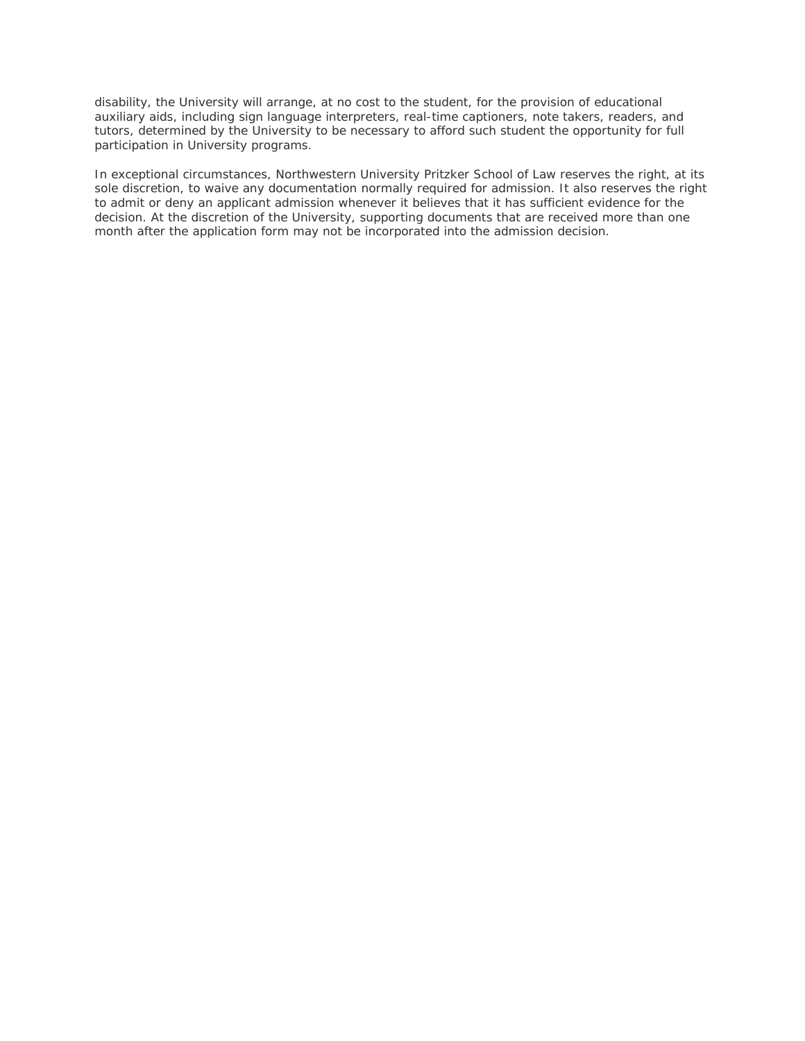disability, the University will arrange, at no cost to the student, for the provision of educational auxiliary aids, including sign language interpreters, real-time captioners, note takers, readers, and tutors, determined by the University to be necessary to afford such student the opportunity for full participation in University programs.

In exceptional circumstances, Northwestern University Pritzker School of Law reserves the right, at its sole discretion, to waive any documentation normally required for admission. It also reserves the right to admit or deny an applicant admission whenever it believes that it has sufficient evidence for the decision. At the discretion of the University, supporting documents that are received more than one month after the application form may not be incorporated into the admission decision.